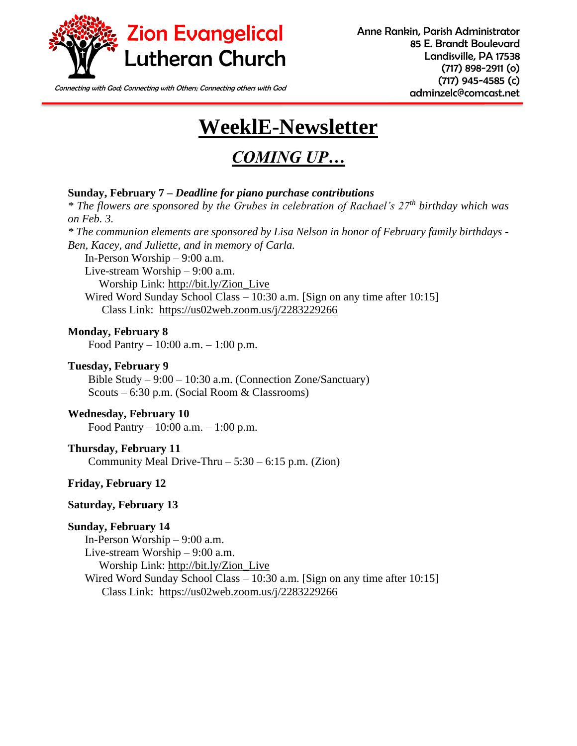# Zion Evangelical Lutheran Church

*Connecting with God; Connecting with Others; Connecting others with God*

Anne Rankin, Parish Administrator
85 E. Brandt Boulevard
Landisville, PA 17538
(717) 898-2911 (o)
(717) 945-4585 (c)
adminzelc@comcast.net

# WeeklE-Newsletter

## *COMING UP…*

**Sunday, February 7 – *Deadline for piano purchase contributions***

*\* The flowers are sponsored by the Grubes in celebration of Rachael's 27th birthday which was on Feb. 3.*

*\* The communion elements are sponsored by Lisa Nelson in honor of February family birthdays - Ben, Kacey, and Juliette, and in memory of Carla.*

In-Person Worship – 9:00 a.m.
Live-stream Worship – 9:00 a.m.
Worship Link: http://bit.ly/Zion_Live
Wired Word Sunday School Class – 10:30 a.m. [Sign on any time after 10:15]
Class Link: https://us02web.zoom.us/j/2283229266

**Monday, February 8**
Food Pantry – 10:00 a.m. – 1:00 p.m.

**Tuesday, February 9**
Bible Study – 9:00 – 10:30 a.m. (Connection Zone/Sanctuary)
Scouts – 6:30 p.m. (Social Room & Classrooms)

**Wednesday, February 10**
Food Pantry – 10:00 a.m. – 1:00 p.m.

**Thursday, February 11**
Community Meal Drive-Thru – 5:30 – 6:15 p.m. (Zion)

**Friday, February 12**

**Saturday, February 13**

**Sunday, February 14**
In-Person Worship – 9:00 a.m.
Live-stream Worship – 9:00 a.m.
Worship Link: http://bit.ly/Zion_Live
Wired Word Sunday School Class – 10:30 a.m. [Sign on any time after 10:15]
Class Link: https://us02web.zoom.us/j/2283229266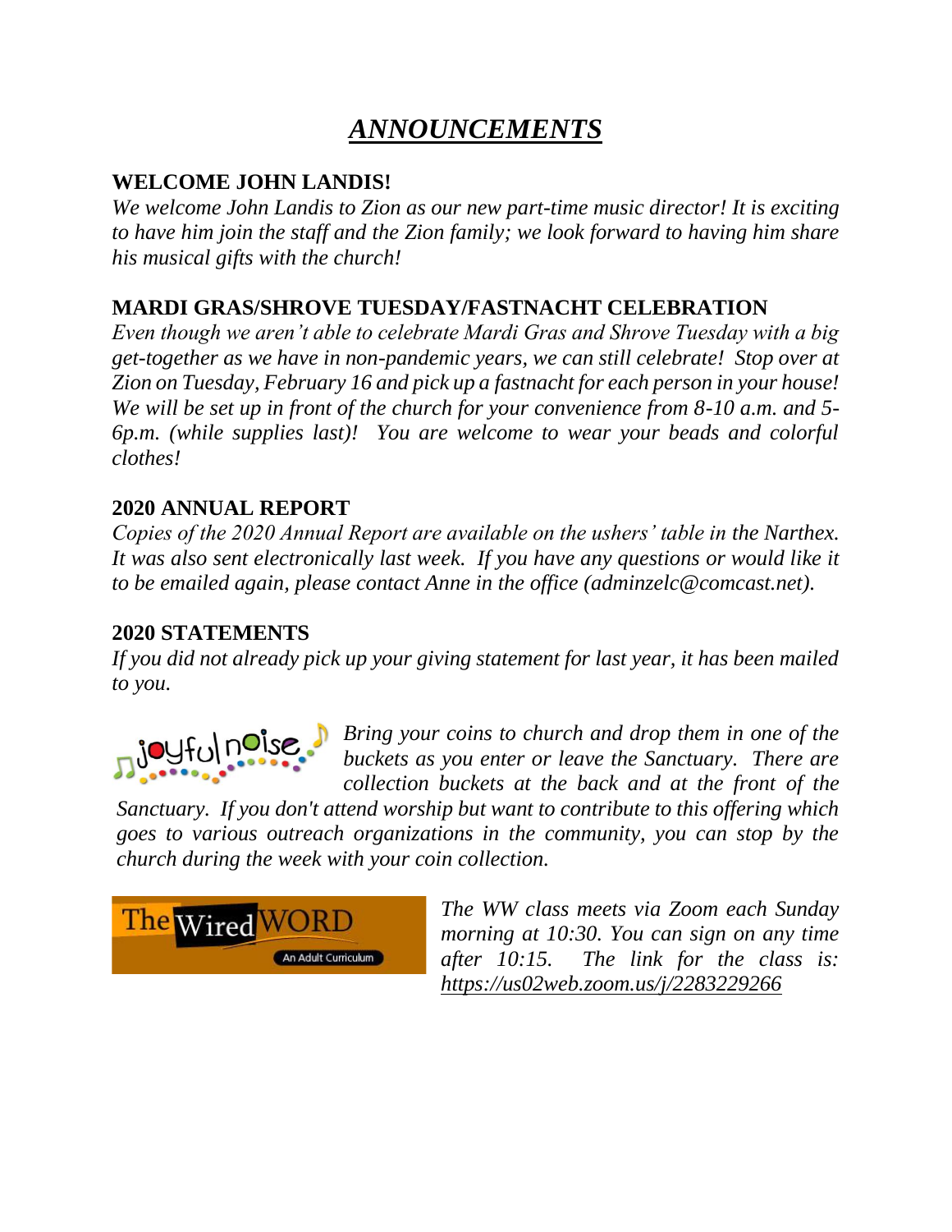# ***ANNOUNCEMENTS***

## WELCOME JOHN LANDIS!

*We welcome John Landis to Zion as our new part-time music director! It is exciting to have him join the staff and the Zion family; we look forward to having him share his musical gifts with the church!*

## MARDI GRAS/SHROVE TUESDAY/FASTNACHT CELEBRATION

*Even though we aren't able to celebrate Mardi Gras and Shrove Tuesday with a big get-together as we have in non-pandemic years, we can still celebrate! Stop over at Zion on Tuesday, February 16 and pick up a fastnacht for each person in your house! We will be set up in front of the church for your convenience from 8-10 a.m. and 5-6p.m. (while supplies last)! You are welcome to wear your beads and colorful clothes!*

## 2020 ANNUAL REPORT

*Copies of the 2020 Annual Report are available on the ushers' table in the Narthex. It was also sent electronically last week. If you have any questions or would like it to be emailed again, please contact Anne in the office (adminzelc@comcast.net).*

## 2020 STATEMENTS

*If you did not already pick up your giving statement for last year, it has been mailed to you.*

joyful noise

*Bring your coins to church and drop them in one of the buckets as you enter or leave the Sanctuary. There are collection buckets at the back and at the front of the Sanctuary. If you don't attend worship but want to contribute to this offering which goes to various outreach organizations in the community, you can stop by the church during the week with your coin collection.*

The Wired WORD
An Adult Curriculum

*The WW class meets via Zoom each Sunday morning at 10:30. You can sign on any time after 10:15. The link for the class is: https://us02web.zoom.us/j/2283229266*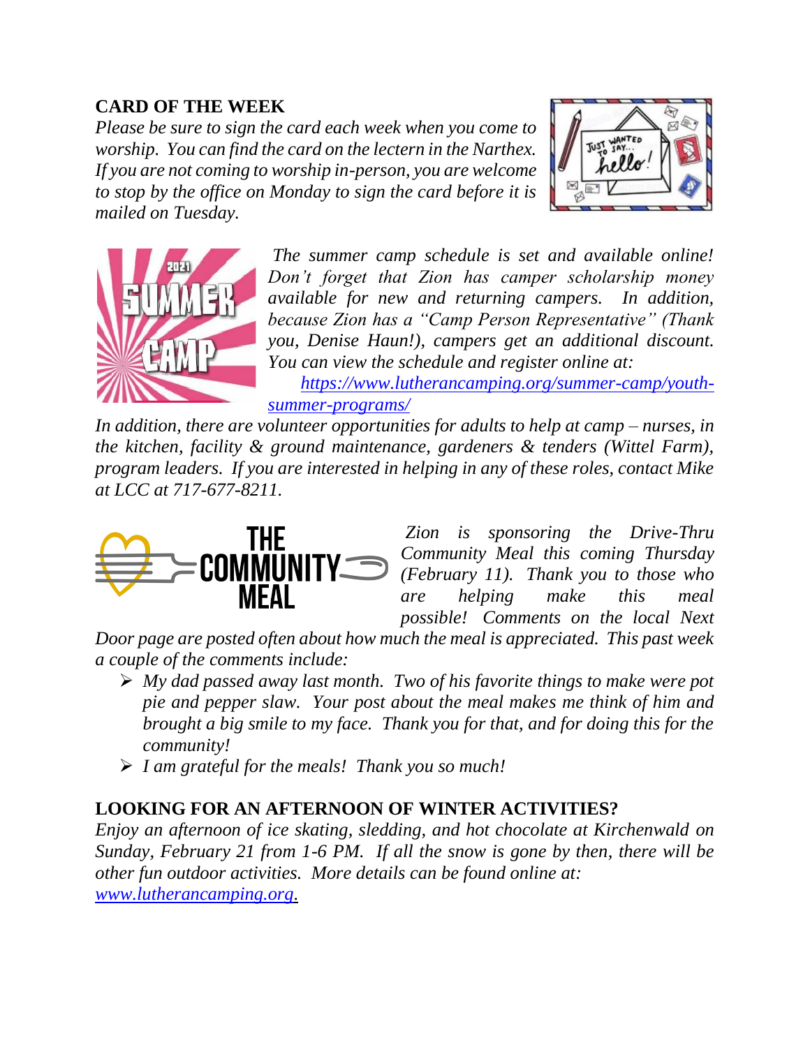**CARD OF THE WEEK**

*Please be sure to sign the card each week when you come to worship. You can find the card on the lectern in the Narthex. If you are not coming to worship in-person, you are welcome to stop by the office on Monday to sign the card before it is mailed on Tuesday.*

*The summer camp schedule is set and available online! Don't forget that Zion has camper scholarship money available for new and returning campers. In addition, because Zion has a "Camp Person Representative" (Thank you, Denise Haun!), campers get an additional discount. You can view the schedule and register online at:* [*https://www.lutherancamping.org/summer-camp/youth-summer-programs/*](https://www.lutherancamping.org/summer-camp/youth-summer-programs/)

*In addition, there are volunteer opportunities for adults to help at camp – nurses, in the kitchen, facility & ground maintenance, gardeners & tenders (Wittel Farm), program leaders. If you are interested in helping in any of these roles, contact Mike at LCC at 717-677-8211.*

*Zion is sponsoring the Drive-Thru Community Meal this coming Thursday (February 11). Thank you to those who are helping make this meal possible! Comments on the local Next Door page are posted often about how much the meal is appreciated. This past week a couple of the comments include:*

- *My dad passed away last month. Two of his favorite things to make were pot pie and pepper slaw. Your post about the meal makes me think of him and brought a big smile to my face. Thank you for that, and for doing this for the community!*
- *I am grateful for the meals! Thank you so much!*

**LOOKING FOR AN AFTERNOON OF WINTER ACTIVITIES?**

*Enjoy an afternoon of ice skating, sledding, and hot chocolate at Kirchenwald on Sunday, February 21 from 1-6 PM. If all the snow is gone by then, there will be other fun outdoor activities. More details can be found online at:* [*www.lutherancamping.org*](www.lutherancamping.org)*.*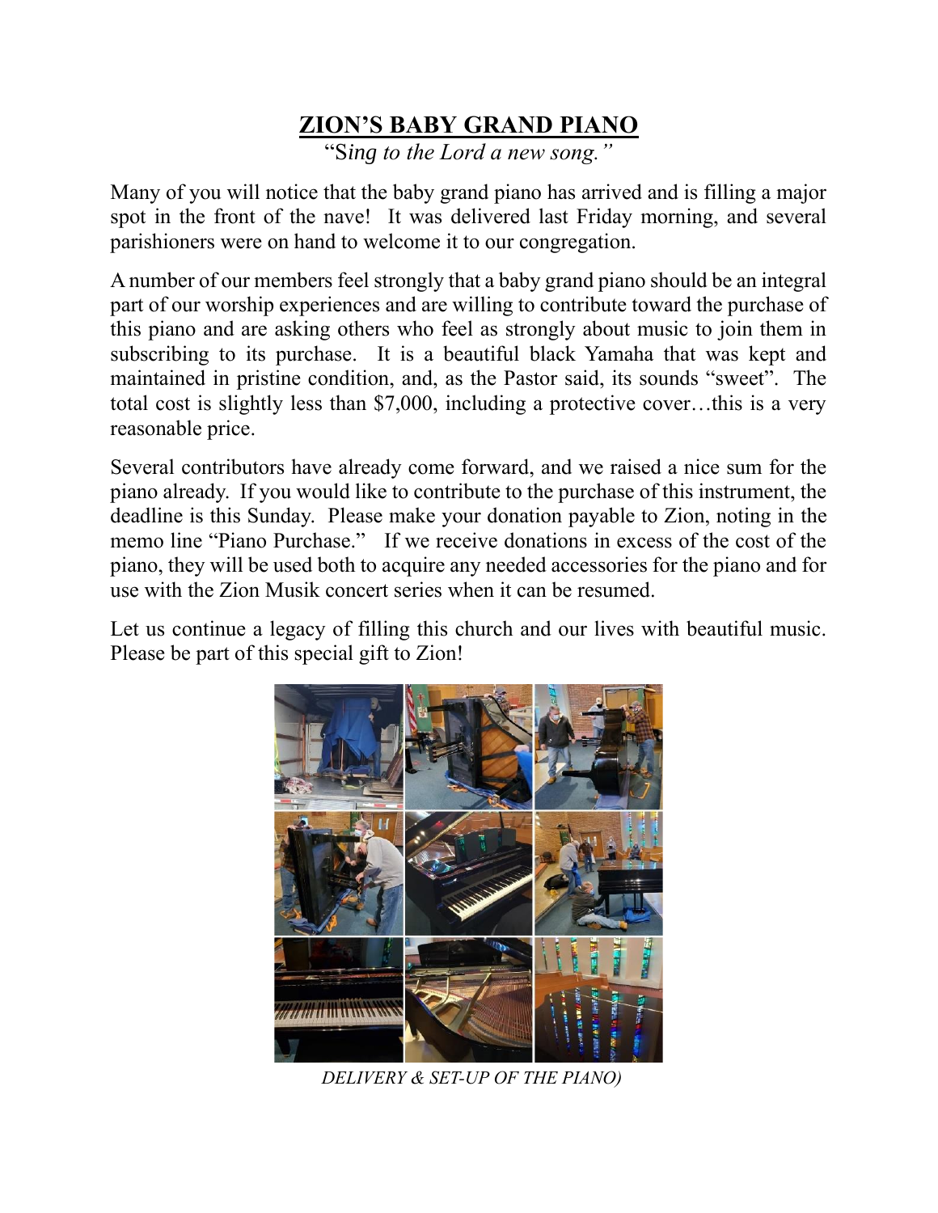# ZION'S BABY GRAND PIANO

"S*ing to the Lord a new song."*

Many of you will notice that the baby grand piano has arrived and is filling a major spot in the front of the nave! It was delivered last Friday morning, and several parishioners were on hand to welcome it to our congregation.

A number of our members feel strongly that a baby grand piano should be an integral part of our worship experiences and are willing to contribute toward the purchase of this piano and are asking others who feel as strongly about music to join them in subscribing to its purchase. It is a beautiful black Yamaha that was kept and maintained in pristine condition, and, as the Pastor said, its sounds "sweet". The total cost is slightly less than $7,000, including a protective cover…this is a very reasonable price.

Several contributors have already come forward, and we raised a nice sum for the piano already. If you would like to contribute to the purchase of this instrument, the deadline is this Sunday. Please make your donation payable to Zion, noting in the memo line "Piano Purchase." If we receive donations in excess of the cost of the piano, they will be used both to acquire any needed accessories for the piano and for use with the Zion Musik concert series when it can be resumed.

Let us continue a legacy of filling this church and our lives with beautiful music. Please be part of this special gift to Zion!

*DELIVERY & SET-UP OF THE PIANO)*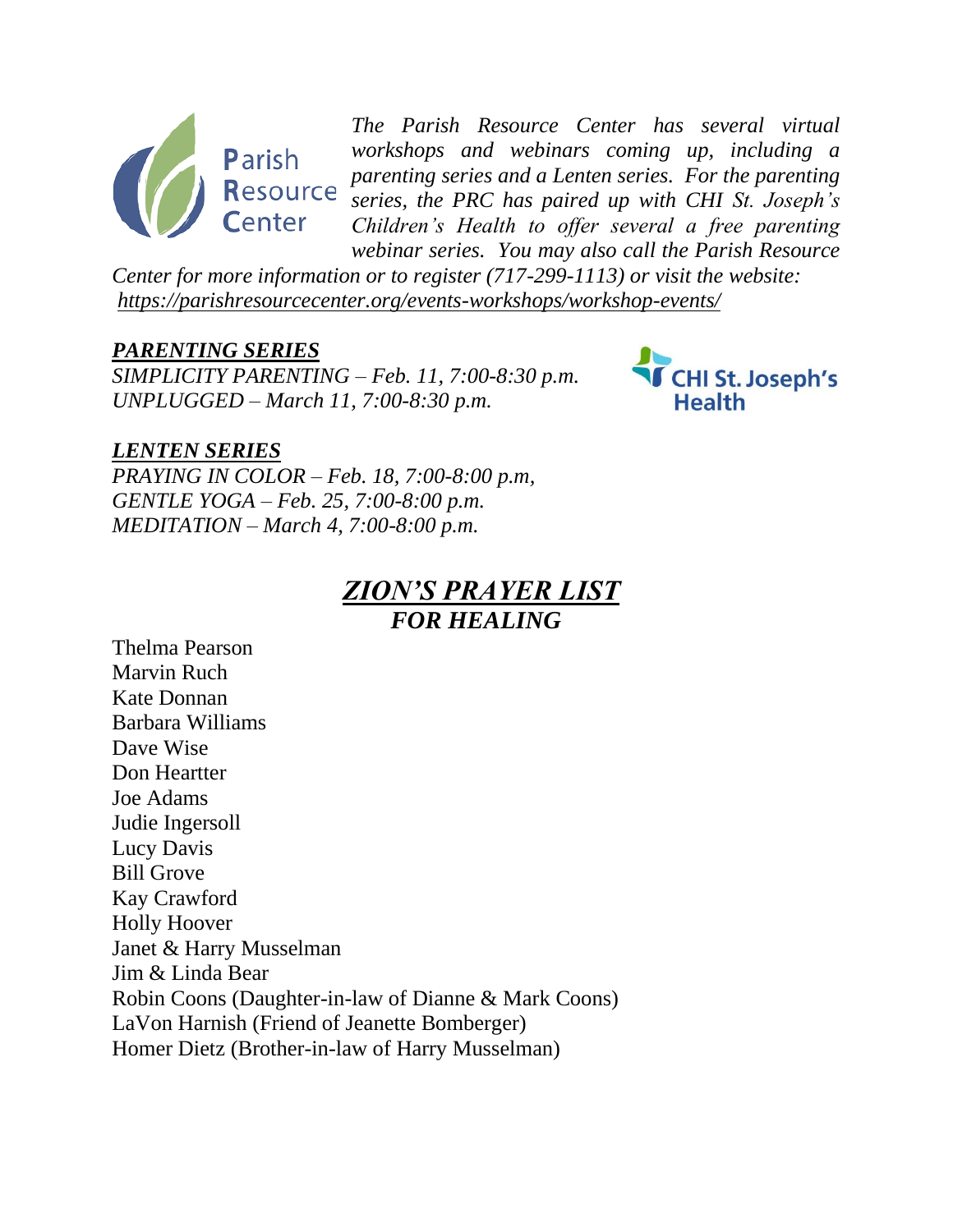Parish Resource Center

*The Parish Resource Center has several virtual workshops and webinars coming up, including a parenting series and a Lenten series. For the parenting series, the PRC has paired up with CHI St. Joseph's Children's Health to offer several a free parenting webinar series. You may also call the Parish Resource Center for more information or to register (717-299-1113) or visit the website:* *https://parishresourcecenter.org/events-workshops/workshop-events/*

***PARENTING SERIES***

*SIMPLICITY PARENTING – Feb. 11, 7:00-8:30 p.m.*
*UNPLUGGED – March 11, 7:00-8:30 p.m.*

CHI St. Joseph's Health

***LENTEN SERIES***

*PRAYING IN COLOR – Feb. 18, 7:00-8:00 p.m,*
*GENTLE YOGA – Feb. 25, 7:00-8:00 p.m.*
*MEDITATION – March 4, 7:00-8:00 p.m.*

## ***ZION'S PRAYER LIST***
### ***FOR HEALING***

Thelma Pearson
Marvin Ruch
Kate Donnan
Barbara Williams
Dave Wise
Don Heartter
Joe Adams
Judie Ingersoll
Lucy Davis
Bill Grove
Kay Crawford
Holly Hoover
Janet & Harry Musselman
Jim & Linda Bear
Robin Coons (Daughter-in-law of Dianne & Mark Coons)
LaVon Harnish (Friend of Jeanette Bomberger)
Homer Dietz (Brother-in-law of Harry Musselman)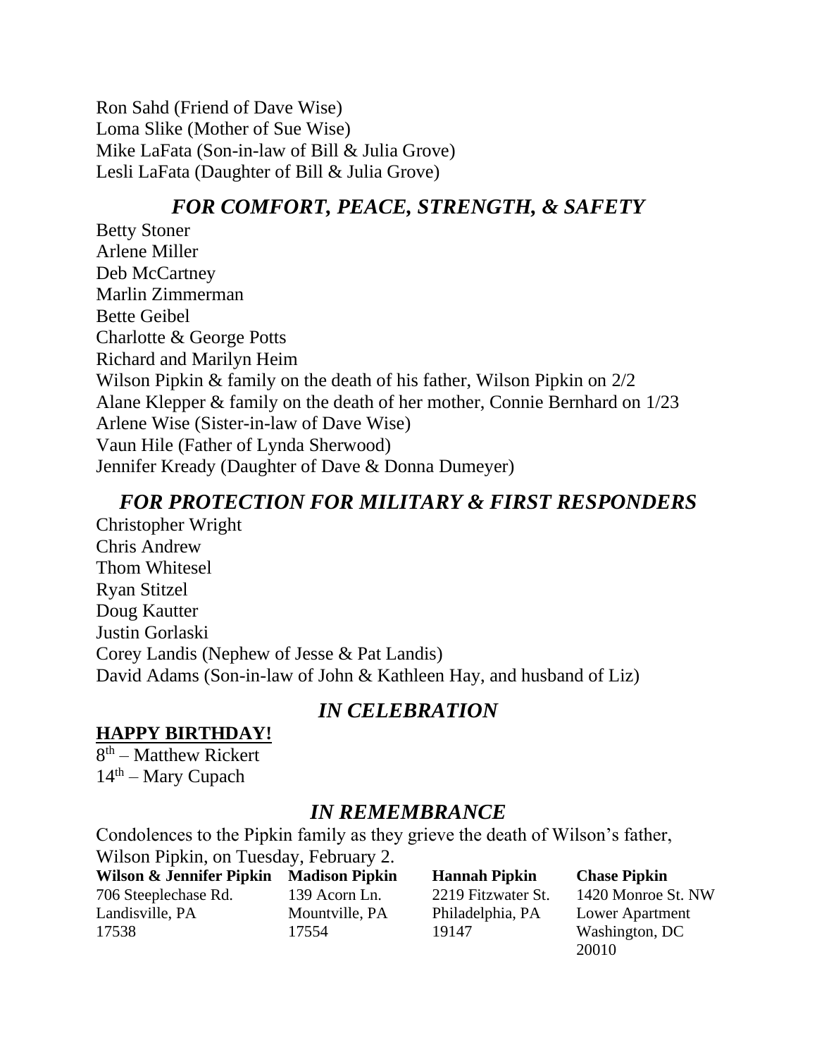Ron Sahd (Friend of Dave Wise)
Loma Slike (Mother of Sue Wise)
Mike LaFata (Son-in-law of Bill & Julia Grove)
Lesli LaFata (Daughter of Bill & Julia Grove)

## *FOR COMFORT, PEACE, STRENGTH, & SAFETY*

Betty Stoner
Arlene Miller
Deb McCartney
Marlin Zimmerman
Bette Geibel
Charlotte & George Potts
Richard and Marilyn Heim
Wilson Pipkin & family on the death of his father, Wilson Pipkin on 2/2
Alane Klepper & family on the death of her mother, Connie Bernhard on 1/23
Arlene Wise (Sister-in-law of Dave Wise)
Vaun Hile (Father of Lynda Sherwood)
Jennifer Kready (Daughter of Dave & Donna Dumeyer)

## *FOR PROTECTION FOR MILITARY & FIRST RESPONDERS*

Christopher Wright
Chris Andrew
Thom Whitesel
Ryan Stitzel
Doug Kautter
Justin Gorlaski
Corey Landis (Nephew of Jesse & Pat Landis)
David Adams (Son-in-law of John & Kathleen Hay, and husband of Liz)

## *IN CELEBRATION*

**HAPPY BIRTHDAY!**

8th – Matthew Rickert
14th – Mary Cupach

## *IN REMEMBRANCE*

Condolences to the Pipkin family as they grieve the death of Wilson's father, Wilson Pipkin, on Tuesday, February 2.

| **Wilson & Jennifer Pipkin** | **Madison Pipkin** | **Hannah Pipkin** | **Chase Pipkin** |
|---|---|---|---|
| 706 Steeplechase Rd. | 139 Acorn Ln. | 2219 Fitzwater St. | 1420 Monroe St. NW |
| Landisville, PA | Mountville, PA | Philadelphia, PA | Lower Apartment |
| 17538 | 17554 | 19147 | Washington, DC 20010 |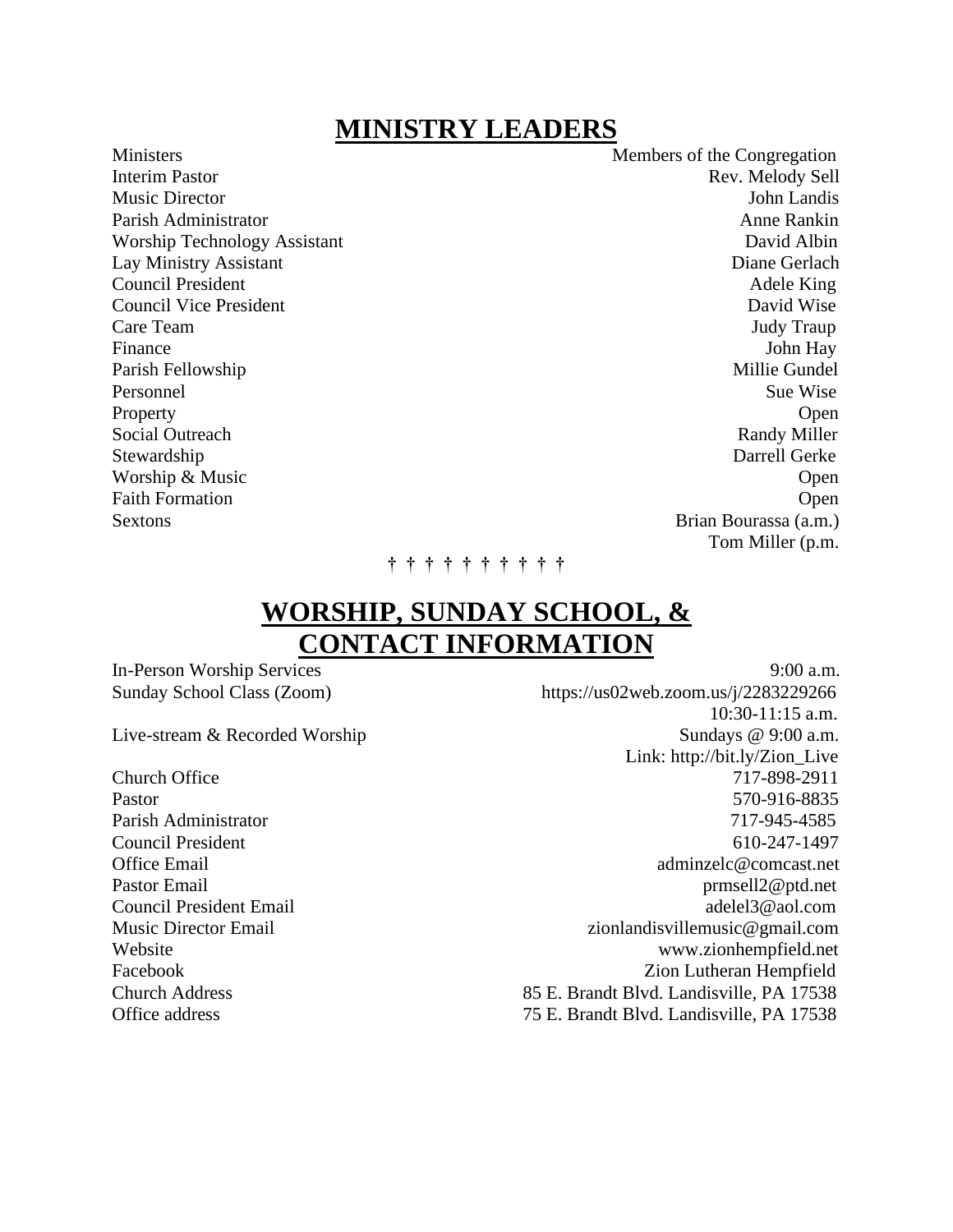# MINISTRY LEADERS

| | |
|---|---|
| Ministers | Members of the Congregation |
| Interim Pastor | Rev. Melody Sell |
| Music Director | John Landis |
| Parish Administrator | Anne Rankin |
| Worship Technology Assistant | David Albin |
| Lay Ministry Assistant | Diane Gerlach |
| Council President | Adele King |
| Council Vice President | David Wise |
| Care Team | Judy Traup |
| Finance | John Hay |
| Parish Fellowship | Millie Gundel |
| Personnel | Sue Wise |
| Property | Open |
| Social Outreach | Randy Miller |
| Stewardship | Darrell Gerke |
| Worship & Music | Open |
| Faith Formation | Open |
| Sextons | Brian Bourassa (a.m.)<br>Tom Miller (p.m. |

† † † † † † † † † † †

# WORSHIP, SUNDAY SCHOOL, & CONTACT INFORMATION

| | |
|---|---|
| In-Person Worship Services | 9:00 a.m. |
| Sunday School Class (Zoom) | https://us02web.zoom.us/j/2283229266<br>10:30-11:15 a.m. |
| Live-stream & Recorded Worship | Sundays @ 9:00 a.m.<br>Link: http://bit.ly/Zion_Live |
| Church Office | 717-898-2911 |
| Pastor | 570-916-8835 |
| Parish Administrator | 717-945-4585 |
| Council President | 610-247-1497 |
| Office Email | adminzelc@comcast.net |
| Pastor Email | prmsell2@ptd.net |
| Council President Email | adelel3@aol.com |
| Music Director Email | zionlandisvillemusic@gmail.com |
| Website | www.zionhempfield.net |
| Facebook | Zion Lutheran Hempfield |
| Church Address | 85 E. Brandt Blvd. Landisville, PA 17538 |
| Office address | 75 E. Brandt Blvd. Landisville, PA 17538 |